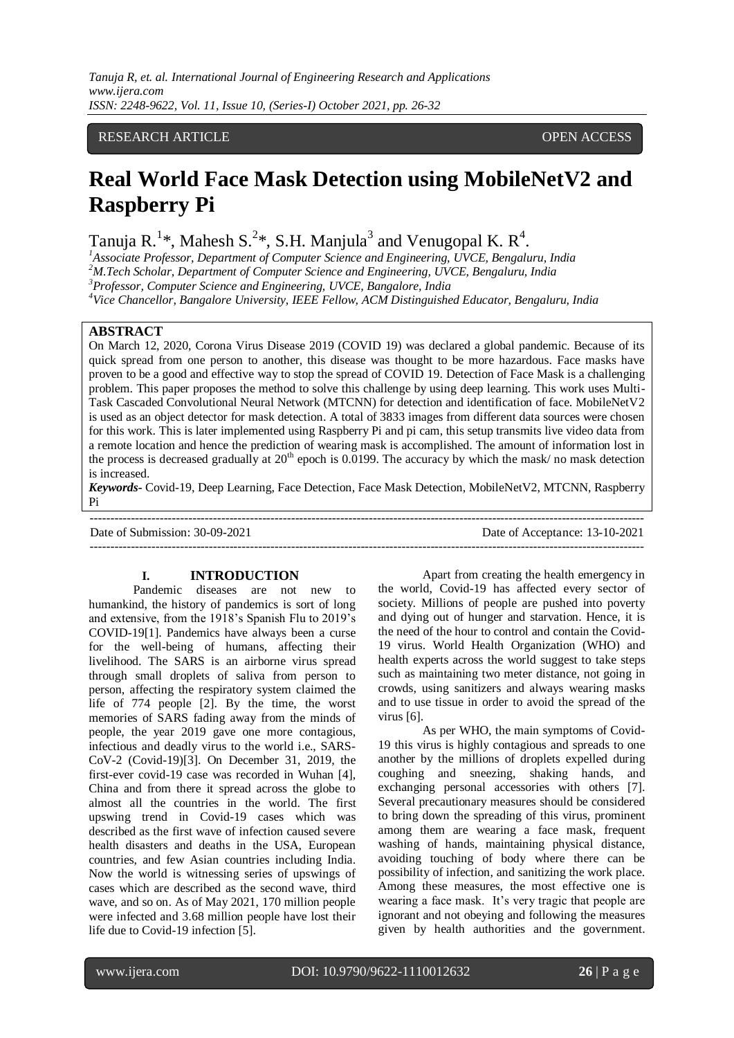RESEARCH ARTICLE OPEN ACCESS

# Real World Face Mask Detection using MobileNetV2 and Raspberry Pi

Tanuja R.[1]*, Mahesh S.[2]*, S.H. Manjula[3] and Venugopal K. R[4].

[1]Associate Professor, Department of Computer Science and Engineering, UVCE, Bengaluru, India
[2]M.Tech Scholar, Department of Computer Science and Engineering, UVCE, Bengaluru, India
[3]Professor, Computer Science and Engineering, UVCE, Bangalore, India
[4]Vice Chancellor, Bangalore University, IEEE Fellow, ACM Distinguished Educator, Bengaluru, India

## ABSTRACT

On March 12, 2020, Corona Virus Disease 2019 (COVID 19) was declared a global pandemic. Because of its quick spread from one person to another, this disease was thought to be more hazardous. Face masks have proven to be a good and effective way to stop the spread of COVID 19. Detection of Face Mask is a challenging problem. This paper proposes the method to solve this challenge by using deep learning. This work uses Multi-Task Cascaded Convolutional Neural Network (MTCNN) for detection and identification of face. MobileNetV2 is used as an object detector for mask detection. A total of 3833 images from different data sources were chosen for this work. This is later implemented using Raspberry Pi and pi cam, this setup transmits live video data from a remote location and hence the prediction of wearing mask is accomplished. The amount of information lost in the process is decreased gradually at $20^{th}$ epoch is 0.0199. The accuracy by which the mask/ no mask detection is increased.

***Keywords-*** Covid-19, Deep Learning, Face Detection, Face Mask Detection, MobileNetV2, MTCNN, Raspberry Pi

Date of Submission: 30-09-2021 Date of Acceptance: 13-10-2021

## I. INTRODUCTION

Pandemic diseases are not new to humankind, the history of pandemics is sort of long and extensive, from the 1918's Spanish Flu to 2019's COVID-19[1]. Pandemics have always been a curse for the well-being of humans, affecting their livelihood. The SARS is an airborne virus spread through small droplets of saliva from person to person, affecting the respiratory system claimed the life of 774 people [2]. By the time, the worst memories of SARS fading away from the minds of people, the year 2019 gave one more contagious, infectious and deadly virus to the world i.e., SARS-CoV-2 (Covid-19)[3]. On December 31, 2019, the first-ever covid-19 case was recorded in Wuhan [4], China and from there it spread across the globe to almost all the countries in the world. The first upswing trend in Covid-19 cases which was described as the first wave of infection caused severe health disasters and deaths in the USA, European countries, and few Asian countries including India. Now the world is witnessing series of upswings of cases which are described as the second wave, third wave, and so on. As of May 2021, 170 million people were infected and 3.68 million people have lost their life due to Covid-19 infection [5].

Apart from creating the health emergency in the world, Covid-19 has affected every sector of society. Millions of people are pushed into poverty and dying out of hunger and starvation. Hence, it is the need of the hour to control and contain the Covid-19 virus. World Health Organization (WHO) and health experts across the world suggest to take steps such as maintaining two meter distance, not going in crowds, using sanitizers and always wearing masks and to use tissue in order to avoid the spread of the virus [6].

As per WHO, the main symptoms of Covid-19 this virus is highly contagious and spreads to one another by the millions of droplets expelled during coughing and sneezing, shaking hands, and exchanging personal accessories with others [7]. Several precautionary measures should be considered to bring down the spreading of this virus, prominent among them are wearing a face mask, frequent washing of hands, maintaining physical distance, avoiding touching of body where there can be possibility of infection, and sanitizing the work place. Among these measures, the most effective one is wearing a face mask. It's very tragic that people are ignorant and not obeying and following the measures given by health authorities and the government.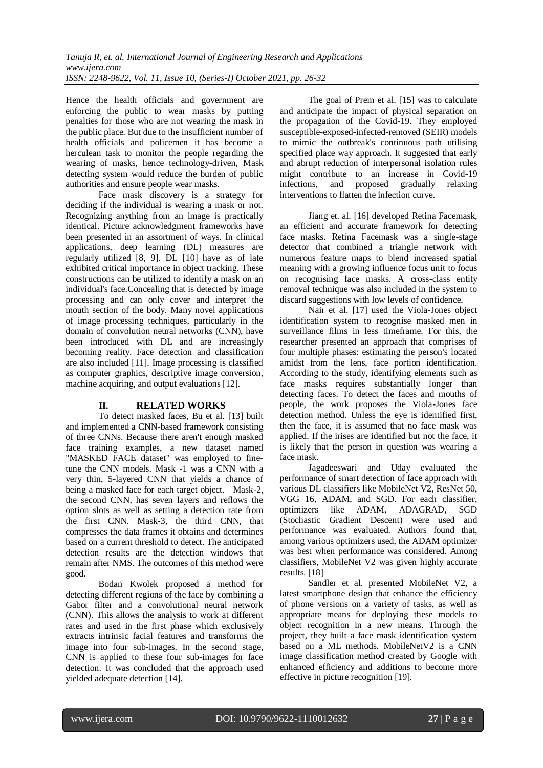Hence the health officials and government are enforcing the public to wear masks by putting penalties for those who are not wearing the mask in the public place. But due to the insufficient number of health officials and policemen it has become a herculean task to monitor the people regarding the wearing of masks, hence technology-driven, Mask detecting system would reduce the burden of public authorities and ensure people wear masks.

Face mask discovery is a strategy for deciding if the individual is wearing a mask or not. Recognizing anything from an image is practically identical. Picture acknowledgment frameworks have been presented in an assortment of ways. In clinical applications, deep learning (DL) measures are regularly utilized [8, 9]. DL [10] have as of late exhibited critical importance in object tracking. These constructions can be utilized to identify a mask on an individual's face.Concealing that is detected by image processing and can only cover and interpret the mouth section of the body. Many novel applications of image processing techniques, particularly in the domain of convolution neural networks (CNN), have been introduced with DL and are increasingly becoming reality. Face detection and classification are also included [11]. Image processing is classified as computer graphics, descriptive image conversion, machine acquiring, and output evaluations [12].

## II. RELATED WORKS

To detect masked faces, Bu et al. [13] built and implemented a CNN-based framework consisting of three CNNs. Because there aren't enough masked face training examples, a new dataset named "MASKED FACE dataset" was employed to fine-tune the CNN models. Mask -1 was a CNN with a very thin, 5-layered CNN that yields a chance of being a masked face for each target object. Mask-2, the second CNN, has seven layers and reflows the option slots as well as setting a detection rate from the first CNN. Mask-3, the third CNN, that compresses the data frames it obtains and determines based on a current threshold to detect. The anticipated detection results are the detection windows that remain after NMS. The outcomes of this method were good.

Bodan Kwolek proposed a method for detecting different regions of the face by combining a Gabor filter and a convolutional neural network (CNN). This allows the analysis to work at different rates and used in the first phase which exclusively extracts intrinsic facial features and transforms the image into four sub-images. In the second stage, CNN is applied to these four sub-images for face detection. It was concluded that the approach used yielded adequate detection [14].

The goal of Prem et al. [15] was to calculate and anticipate the impact of physical separation on the propagation of the Covid-19. They employed susceptible-exposed-infected-removed (SEIR) models to mimic the outbreak's continuous path utilising specified place way approach. It suggested that early and abrupt reduction of interpersonal isolation rules might contribute to an increase in Covid-19 infections, and proposed gradually relaxing interventions to flatten the infection curve.

Jiang et. al. [16] developed Retina Facemask, an efficient and accurate framework for detecting face masks. Retina Facemask was a single-stage detector that combined a triangle network with numerous feature maps to blend increased spatial meaning with a growing influence focus unit to focus on recognising face masks. A cross-class entity removal technique was also included in the system to discard suggestions with low levels of confidence.

Nair et al. [17] used the Viola-Jones object identification system to recognise masked men in surveillance films in less timeframe. For this, the researcher presented an approach that comprises of four multiple phases: estimating the person's located amidst from the lens, face portion identification. According to the study, identifying elements such as face masks requires substantially longer than detecting faces. To detect the faces and mouths of people, the work proposes the Viola-Jones face detection method. Unless the eye is identified first, then the face, it is assumed that no face mask was applied. If the irises are identified but not the face, it is likely that the person in question was wearing a face mask.

Jagadeeswari and Uday evaluated the performance of smart detection of face approach with various DL classifiers like MobileNet V2, ResNet 50, VGG 16, ADAM, and SGD. For each classifier, optimizers like ADAM, ADAGRAD, SGD (Stochastic Gradient Descent) were used and performance was evaluated. Authors found that, among various optimizers used, the ADAM optimizer was best when performance was considered. Among classifiers, MobileNet V2 was given highly accurate results. [18]

Sandler et al. presented MobileNet V2, a latest smartphone design that enhance the efficiency of phone versions on a variety of tasks, as well as appropriate means for deploying these models to object recognition in a new means. Through the project, they built a face mask identification system based on a ML methods. MobileNetV2 is a CNN image classification method created by Google with enhanced efficiency and additions to become more effective in picture recognition [19].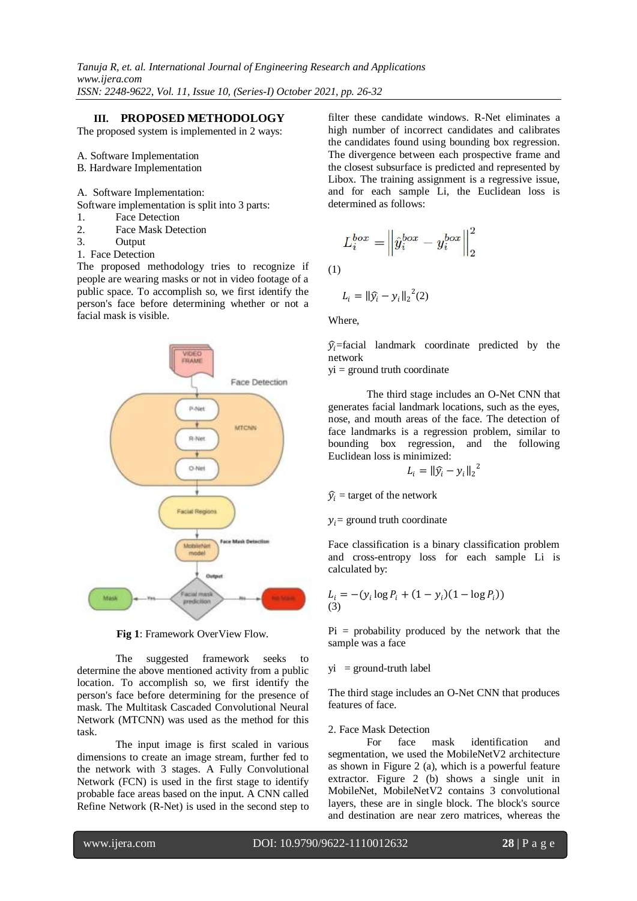## III. PROPOSED METHODOLOGY

The proposed system is implemented in 2 ways:

A. Software Implementation
B. Hardware Implementation

A. Software Implementation:
Software implementation is split into 3 parts:

1. Face Detection
2. Face Mask Detection
3. Output

1. Face Detection

The proposed methodology tries to recognize if people are wearing masks or not in video footage of a public space. To accomplish so, we first identify the person's face before determining whether or not a facial mask is visible.

**Fig 1**: Framework OverView Flow.

The suggested framework seeks to determine the above mentioned activity from a public location. To accomplish so, we first identify the person's face before determining for the presence of mask. The Multitask Cascaded Convolutional Neural Network (MTCNN) was used as the method for this task.

The input image is first scaled in various dimensions to create an image stream, further fed to the network with 3 stages. A Fully Convolutional Network (FCN) is used in the first stage to identify probable face areas based on the input. A CNN called Refine Network (R-Net) is used in the second step to filter these candidate windows. R-Net eliminates a high number of incorrect candidates and calibrates the candidates found using bounding box regression. The divergence between each prospective frame and the closest subsurface is predicted and represented by Libox. The training assignment is a regressive issue, and for each sample Li, the Euclidean loss is determined as follows:

$$L_i^{box} = \left\| \hat{y}_i^{box} - y_i^{box} \right\|_2^2$$

(1)

$$L_i = \|\hat{y}_i - y_i\|_2^{\,2} \quad (2)$$

Where,

$\hat{y}_i$=facial landmark coordinate predicted by the network
yi = ground truth coordinate

The third stage includes an O-Net CNN that generates facial landmark locations, such as the eyes, nose, and mouth areas of the face. The detection of face landmarks is a regression problem, similar to bounding box regression, and the following Euclidean loss is minimized:

$$L_i = \|\hat{y}_i - y_i\|_2^{\,2}$$

$\hat{y}_i$ = target of the network

$y_i$= ground truth coordinate

Face classification is a binary classification problem and cross-entropy loss for each sample Li is calculated by:

$$L_i = -(y_i \log P_i + (1 - y_i)(1 - \log P_i))$$
(3)

Pi = probability produced by the network that the sample was a face

yi = ground-truth label

The third stage includes an O-Net CNN that produces features of face.

2. Face Mask Detection

For face mask identification and segmentation, we used the MobileNetV2 architecture as shown in Figure 2 (a), which is a powerful feature extractor. Figure 2 (b) shows a single unit in MobileNet, MobileNetV2 contains 3 convolutional layers, these are in single block. The block's source and destination are near zero matrices, whereas the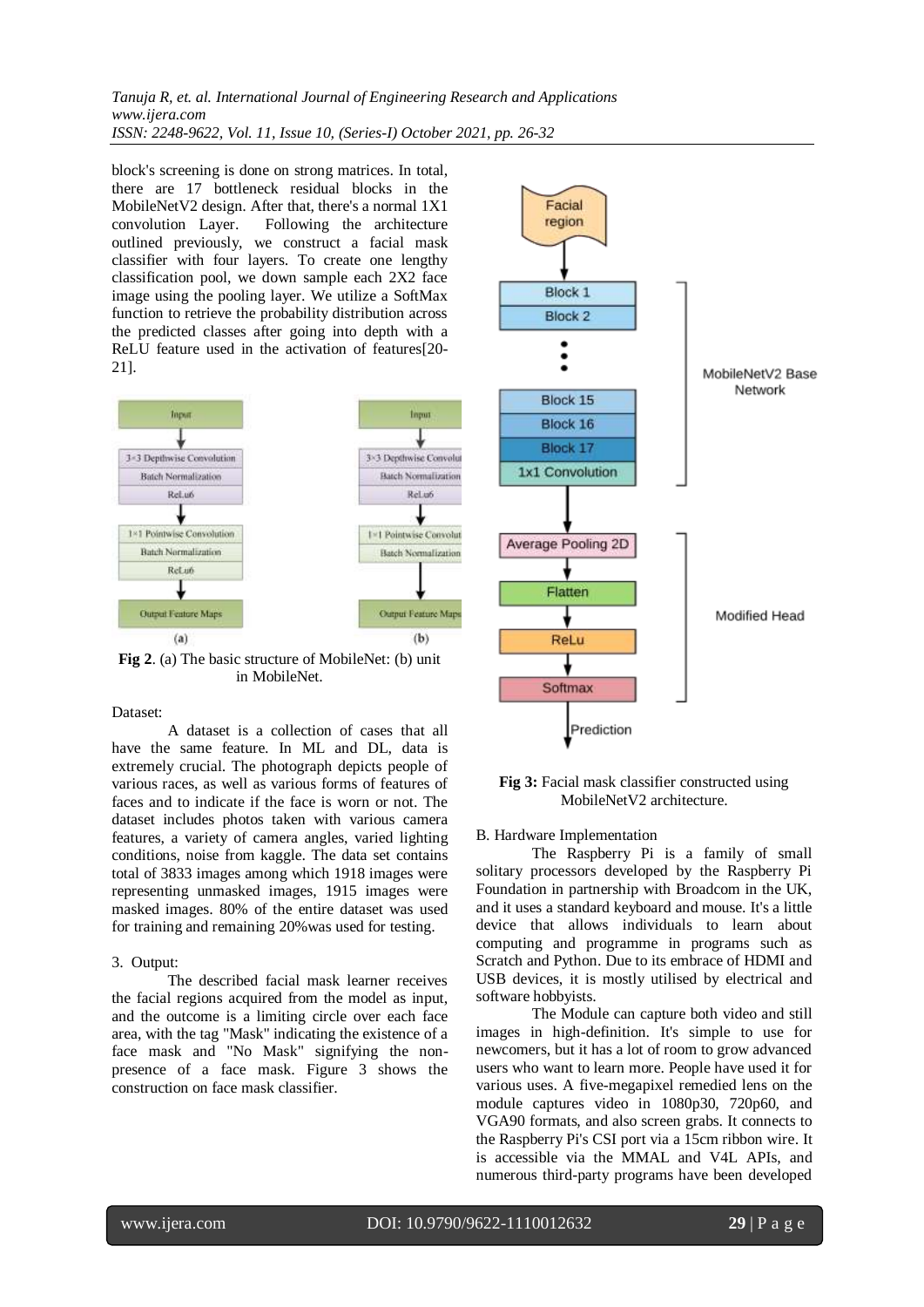block's screening is done on strong matrices. In total, there are 17 bottleneck residual blocks in the MobileNetV2 design. After that, there's a normal 1X1 convolution Layer. Following the architecture outlined previously, we construct a facial mask classifier with four layers. To create one lengthy classification pool, we down sample each 2X2 face image using the pooling layer. We utilize a SoftMax function to retrieve the probability distribution across the predicted classes after going into depth with a ReLU feature used in the activation of features[20-21].

**Fig 2**. (a) The basic structure of MobileNet: (b) unit in MobileNet.

Dataset:

A dataset is a collection of cases that all have the same feature. In ML and DL, data is extremely crucial. The photograph depicts people of various races, as well as various forms of features of faces and to indicate if the face is worn or not. The dataset includes photos taken with various camera features, a variety of camera angles, varied lighting conditions, noise from kaggle. The data set contains total of 3833 images among which 1918 images were representing unmasked images, 1915 images were masked images. 80% of the entire dataset was used for training and remaining 20%was used for testing.

3. Output:

The described facial mask learner receives the facial regions acquired from the model as input, and the outcome is a limiting circle over each face area, with the tag "Mask" indicating the existence of a face mask and "No Mask" signifying the non-presence of a face mask. Figure 3 shows the construction on face mask classifier.

**Fig 3:** Facial mask classifier constructed using MobileNetV2 architecture.

B. Hardware Implementation

The Raspberry Pi is a family of small solitary processors developed by the Raspberry Pi Foundation in partnership with Broadcom in the UK, and it uses a standard keyboard and mouse. It's a little device that allows individuals to learn about computing and programme in programs such as Scratch and Python. Due to its embrace of HDMI and USB devices, it is mostly utilised by electrical and software hobbyists.

The Module can capture both video and still images in high-definition. It's simple to use for newcomers, but it has a lot of room to grow advanced users who want to learn more. People have used it for various uses. A five-megapixel remedied lens on the module captures video in 1080p30, 720p60, and VGA90 formats, and also screen grabs. It connects to the Raspberry Pi's CSI port via a 15cm ribbon wire. It is accessible via the MMAL and V4L APIs, and numerous third-party programs have been developed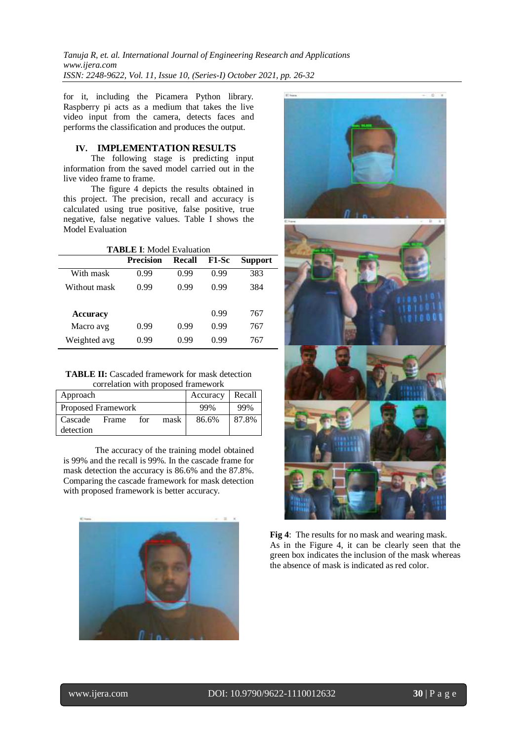for it, including the Picamera Python library. Raspberry pi acts as a medium that takes the live video input from the camera, detects faces and performs the classification and produces the output.

## IV. IMPLEMENTATION RESULTS

The following stage is predicting input information from the saved model carried out in the live video frame to frame.

The figure 4 depicts the results obtained in this project. The precision, recall and accuracy is calculated using true positive, false positive, true negative, false negative values. Table I shows the Model Evaluation

**TABLE I**: Model Evaluation

| | Precision | Recall | F1-Sc | Support |
|---|---|---|---|---|
| With mask | 0.99 | 0.99 | 0.99 | 383 |
| Without mask | 0.99 | 0.99 | 0.99 | 384 |
| **Accuracy** | | | 0.99 | 767 |
| Macro avg | 0.99 | 0.99 | 0.99 | 767 |
| Weighted avg | 0.99 | 0.99 | 0.99 | 767 |

**TABLE II:** Cascaded framework for mask detection correlation with proposed framework

| Approach | Accuracy | Recall |
|---|---|---|
| Proposed Framework | 99% | 99% |
| Cascade Frame for mask detection | 86.6% | 87.8% |

The accuracy of the training model obtained is 99% and the recall is 99%. In the cascade frame for mask detection the accuracy is 86.6% and the 87.8%. Comparing the cascade framework for mask detection with proposed framework is better accuracy.

**Fig 4**: The results for no mask and wearing mask.

As in the Figure 4, it can be clearly seen that the green box indicates the inclusion of the mask whereas the absence of mask is indicated as red color.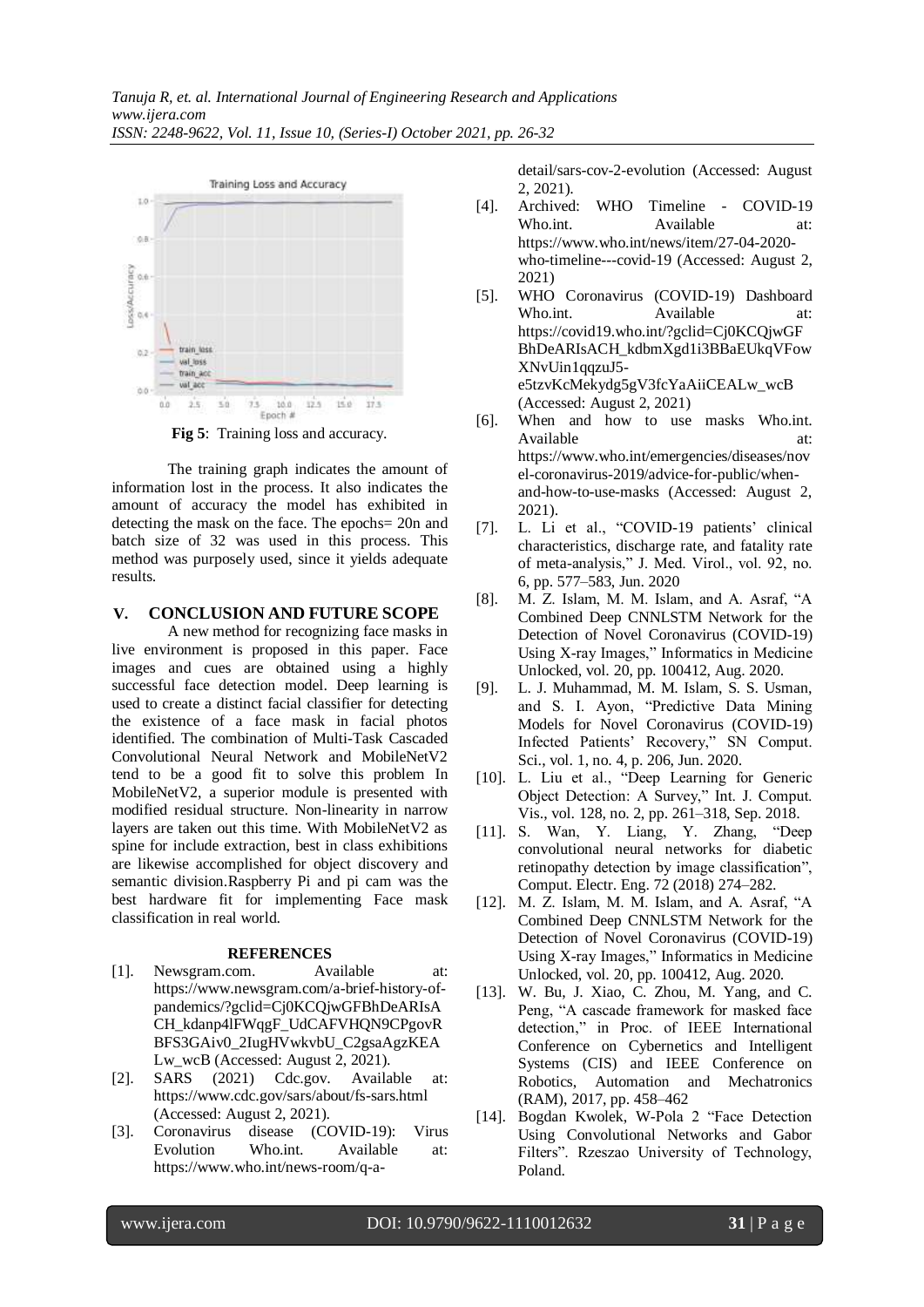**Fig 5**: Training loss and accuracy.

The training graph indicates the amount of information lost in the process. It also indicates the amount of accuracy the model has exhibited in detecting the mask on the face. The epochs= 20n and batch size of 32 was used in this process. This method was purposely used, since it yields adequate results.

## V. CONCLUSION AND FUTURE SCOPE

A new method for recognizing face masks in live environment is proposed in this paper. Face images and cues are obtained using a highly successful face detection model. Deep learning is used to create a distinct facial classifier for detecting the existence of a face mask in facial photos identified. The combination of Multi-Task Cascaded Convolutional Neural Network and MobileNetV2 tend to be a good fit to solve this problem In MobileNetV2, a superior module is presented with modified residual structure. Non-linearity in narrow layers are taken out this time. With MobileNetV2 as spine for include extraction, best in class exhibitions are likewise accomplished for object discovery and semantic division.Raspberry Pi and pi cam was the best hardware fit for implementing Face mask classification in real world.

## REFERENCES

[1]. Newsgram.com. Available at: https://www.newsgram.com/a-brief-history-of-pandemics/?gclid=Cj0KCQjwGFBhDeARIsACH_kdanp4lFWqgF_UdCAFVHQN9CPgovRBFS3GAiv0_2IugHVwkvbU_C2gsaAgzKEALw_wcB (Accessed: August 2, 2021).

[2]. SARS (2021) Cdc.gov. Available at: https://www.cdc.gov/sars/about/fs-sars.html (Accessed: August 2, 2021).

[3]. Coronavirus disease (COVID-19): Virus Evolution Who.int. Available at: https://www.who.int/news-room/q-a-detail/sars-cov-2-evolution (Accessed: August 2, 2021).

[4]. Archived: WHO Timeline - COVID-19 Who.int. Available at: https://www.who.int/news/item/27-04-2020-who-timeline---covid-19 (Accessed: August 2, 2021)

[5]. WHO Coronavirus (COVID-19) Dashboard Who.int. Available at: https://covid19.who.int/?gclid=Cj0KCQjwGFBhDeARIsACH_kdbmXgd1i3BBaEUkqVFowXNvUin1qqzuJ5-e5tzvKcMekydg5gV3fcYaAiiCEALw_wcB (Accessed: August 2, 2021)

[6]. When and how to use masks Who.int. Available at: https://www.who.int/emergencies/diseases/novel-coronavirus-2019/advice-for-public/when-and-how-to-use-masks (Accessed: August 2, 2021).

[7]. L. Li et al., "COVID-19 patients' clinical characteristics, discharge rate, and fatality rate of meta-analysis," J. Med. Virol., vol. 92, no. 6, pp. 577–583, Jun. 2020

[8]. M. Z. Islam, M. M. Islam, and A. Asraf, "A Combined Deep CNNLSTM Network for the Detection of Novel Coronavirus (COVID-19) Using X-ray Images," Informatics in Medicine Unlocked, vol. 20, pp. 100412, Aug. 2020.

[9]. L. J. Muhammad, M. M. Islam, S. S. Usman, and S. I. Ayon, "Predictive Data Mining Models for Novel Coronavirus (COVID-19) Infected Patients' Recovery," SN Comput. Sci., vol. 1, no. 4, p. 206, Jun. 2020.

[10]. L. Liu et al., "Deep Learning for Generic Object Detection: A Survey," Int. J. Comput. Vis., vol. 128, no. 2, pp. 261–318, Sep. 2018.

[11]. S. Wan, Y. Liang, Y. Zhang, "Deep convolutional neural networks for diabetic retinopathy detection by image classification", Comput. Electr. Eng. 72 (2018) 274–282.

[12]. M. Z. Islam, M. M. Islam, and A. Asraf, "A Combined Deep CNNLSTM Network for the Detection of Novel Coronavirus (COVID-19) Using X-ray Images," Informatics in Medicine Unlocked, vol. 20, pp. 100412, Aug. 2020.

[13]. W. Bu, J. Xiao, C. Zhou, M. Yang, and C. Peng, "A cascade framework for masked face detection," in Proc. of IEEE International Conference on Cybernetics and Intelligent Systems (CIS) and IEEE Conference on Robotics, Automation and Mechatronics (RAM), 2017, pp. 458–462

[14]. Bogdan Kwolek, W-Pola 2 "Face Detection Using Convolutional Networks and Gabor Filters". Rzeszao University of Technology, Poland.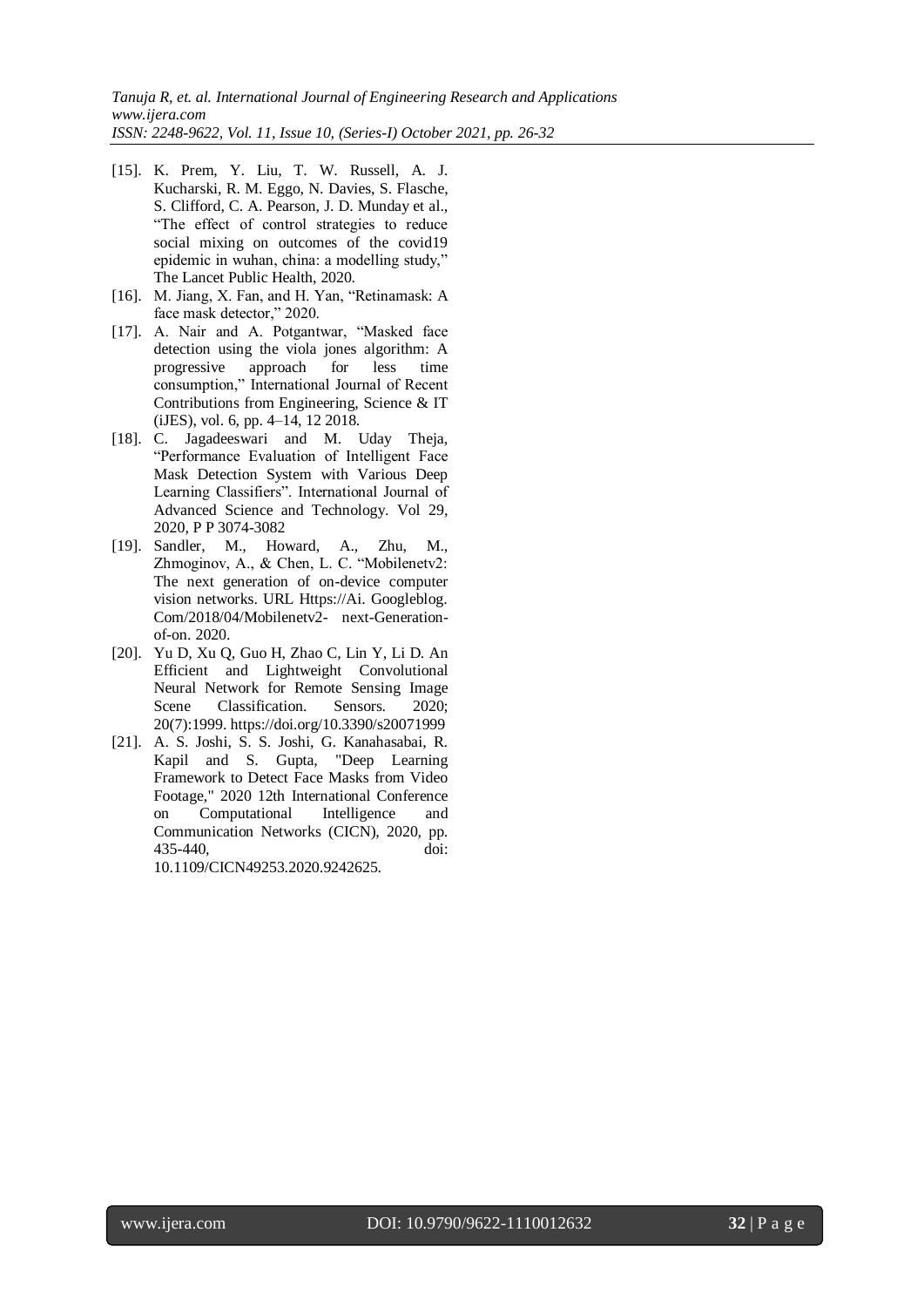[15]. K. Prem, Y. Liu, T. W. Russell, A. J. Kucharski, R. M. Eggo, N. Davies, S. Flasche, S. Clifford, C. A. Pearson, J. D. Munday et al., "The effect of control strategies to reduce social mixing on outcomes of the covid19 epidemic in wuhan, china: a modelling study," The Lancet Public Health, 2020.

[16]. M. Jiang, X. Fan, and H. Yan, "Retinamask: A face mask detector," 2020.

[17]. A. Nair and A. Potgantwar, "Masked face detection using the viola jones algorithm: A progressive approach for less time consumption," International Journal of Recent Contributions from Engineering, Science & IT (iJES), vol. 6, pp. 4–14, 12 2018.

[18]. C. Jagadeeswari and M. Uday Theja, "Performance Evaluation of Intelligent Face Mask Detection System with Various Deep Learning Classifiers". International Journal of Advanced Science and Technology. Vol 29, 2020, P P 3074-3082

[19]. Sandler, M., Howard, A., Zhu, M., Zhmoginov, A., & Chen, L. C. "Mobilenetv2: The next generation of on-device computer vision networks. URL Https://Ai. Googleblog. Com/2018/04/Mobilenetv2- next-Generation-of-on. 2020.

[20]. Yu D, Xu Q, Guo H, Zhao C, Lin Y, Li D. An Efficient and Lightweight Convolutional Neural Network for Remote Sensing Image Scene Classification. Sensors. 2020; 20(7):1999. https://doi.org/10.3390/s20071999

[21]. A. S. Joshi, S. S. Joshi, G. Kanahasabai, R. Kapil and S. Gupta, "Deep Learning Framework to Detect Face Masks from Video Footage," 2020 12th International Conference on Computational Intelligence and Communication Networks (CICN), 2020, pp. 435-440, doi: 10.1109/CICN49253.2020.9242625.